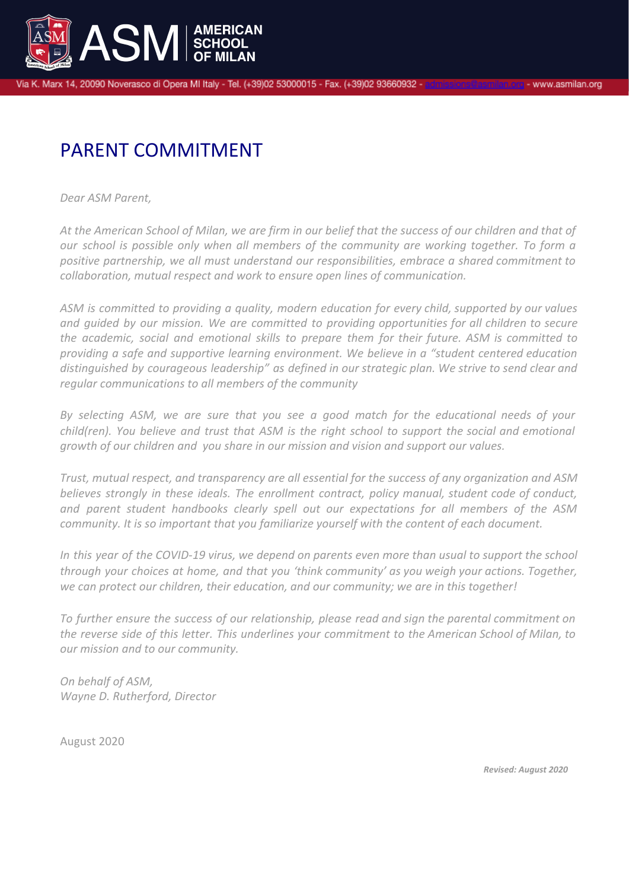# PARENT COMMITMENT

*Dear ASM Parent,*

*At the American School of Milan, we are firm in our belief that the success of our children and that of our school is possible only when all members of the community are working together. To form a positive partnership, we all must understand our responsibilities, embrace a shared commitment to collaboration, mutual respect and work to ensure open lines of communication.*

*ASM is committed to providing a quality, modern education for every child, supported by our values and guided by our mission. We are committed to providing opportunities for all children to secure the academic, social and emotional skills to prepare them for their future. ASM is committed to providing a safe and supportive learning environment. We believe in a "student centered education distinguished by courageous leadership" as defined in our strategic plan. We strive to send clear and regular communications to all members of the community*

*By selecting ASM, we are sure that you see a good match for the educational needs of your child(ren). You believe and trust that ASM is the right school to support the social and emotional growth of our children and you share in our mission and vision and support our values.*

*Trust, mutual respect, and transparency are all essential for the success of any organization and ASM believes strongly in these ideals. The enrollment contract, policy manual, student code of conduct, and parent student handbooks clearly spell out our expectations for all members of the ASM community. It is so important that you familiarize yourself with the content of each document.*

*In this year of the COVID-19 virus, we depend on parents even more than usual to support the school through your choices at home, and that you 'think community' as you weigh your actions. Together, we can protect our children, their education, and our community; we are in this together!*

*To further ensure the success of our relationship, please read and sign the parental commitment on the reverse side of this letter. This underlines your commitment to the American School of Milan, to our mission and to our community.*

*On behalf of ASM,*
*Wayne D. Rutherford, Director*

August 2020

***Revised: August 2020***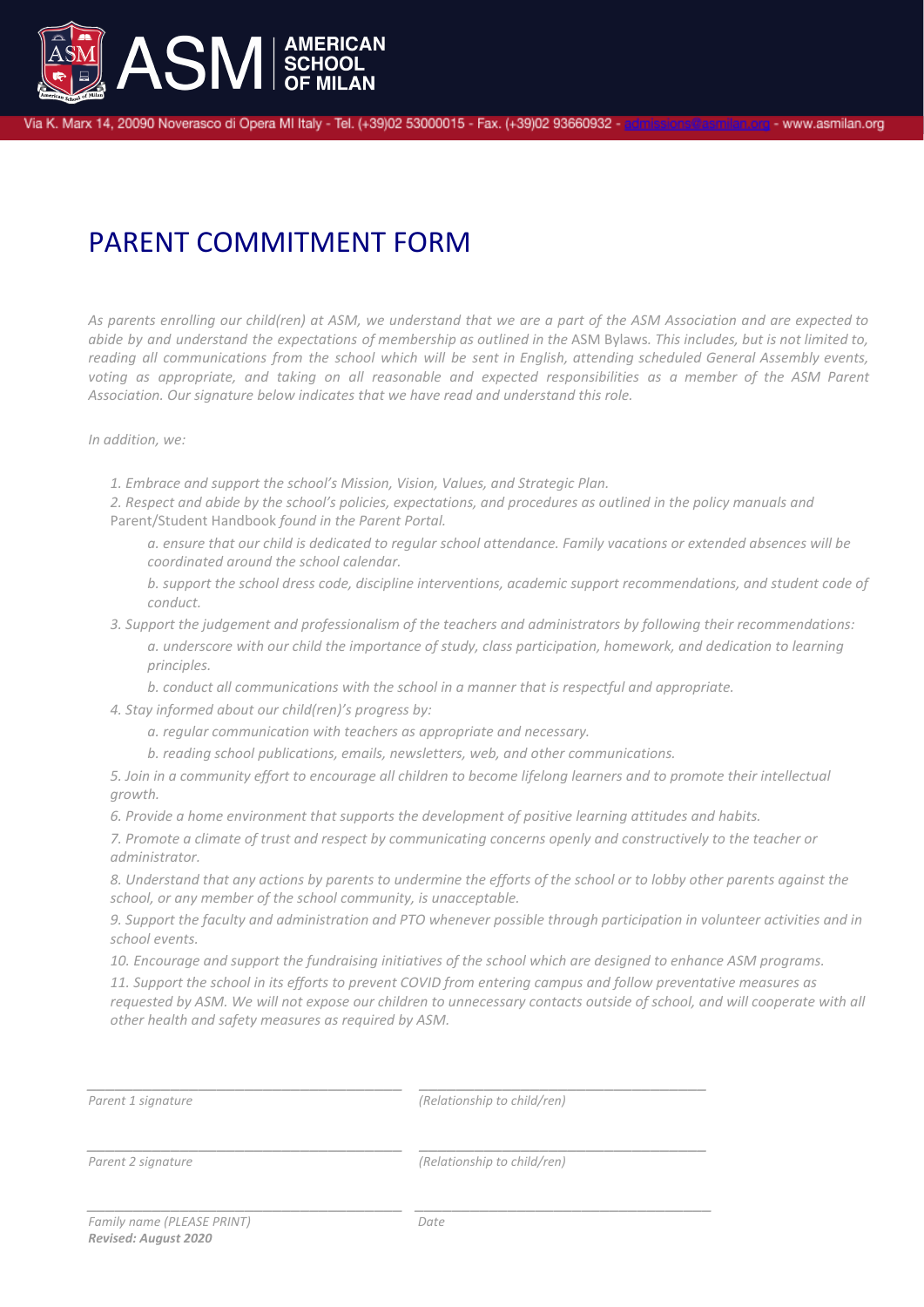# PARENT COMMITMENT FORM

*As parents enrolling our child(ren) at ASM, we understand that we are a part of the ASM Association and are expected to abide by and understand the expectations of membership as outlined in the* ASM Bylaws*. This includes, but is not limited to, reading all communications from the school which will be sent in English, attending scheduled General Assembly events, voting as appropriate, and taking on all reasonable and expected responsibilities as a member of the ASM Parent Association. Our signature below indicates that we have read and understand this role.*

*In addition, we:*

1. *Embrace and support the school's Mission, Vision, Values, and Strategic Plan.*
2. *Respect and abide by the school's policies, expectations, and procedures as outlined in the policy manuals and* Parent/Student Handbook *found in the Parent Portal.*
   - a. *ensure that our child is dedicated to regular school attendance. Family vacations or extended absences will be coordinated around the school calendar.*
   - b. *support the school dress code, discipline interventions, academic support recommendations, and student code of conduct.*
3. *Support the judgement and professionalism of the teachers and administrators by following their recommendations:*
   - a. *underscore with our child the importance of study, class participation, homework, and dedication to learning principles.*
   - b. *conduct all communications with the school in a manner that is respectful and appropriate.*
4. *Stay informed about our child(ren)'s progress by:*
   - a. *regular communication with teachers as appropriate and necessary.*
   - b. *reading school publications, emails, newsletters, web, and other communications.*
5. *Join in a community effort to encourage all children to become lifelong learners and to promote their intellectual growth.*
6. *Provide a home environment that supports the development of positive learning attitudes and habits.*
7. *Promote a climate of trust and respect by communicating concerns openly and constructively to the teacher or administrator.*
8. *Understand that any actions by parents to undermine the efforts of the school or to lobby other parents against the school, or any member of the school community, is unacceptable.*
9. *Support the faculty and administration and PTO whenever possible through participation in volunteer activities and in school events.*
10. *Encourage and support the fundraising initiatives of the school which are designed to enhance ASM programs.*
11. *Support the school in its efforts to prevent COVID from entering campus and follow preventative measures as requested by ASM. We will not expose our children to unnecessary contacts outside of school, and will cooperate with all other health and safety measures as required by ASM.*

| | |
|---|---|
| ______________________________ | ______________________________ |
| *Parent 1 signature* | *(Relationship to child/ren)* |
| ______________________________ | ______________________________ |
| *Parent 2 signature* | *(Relationship to child/ren)* |
| ______________________________ | ______________________________ |
| *Family name (PLEASE PRINT)* | *Date* |

***Revised: August 2020***